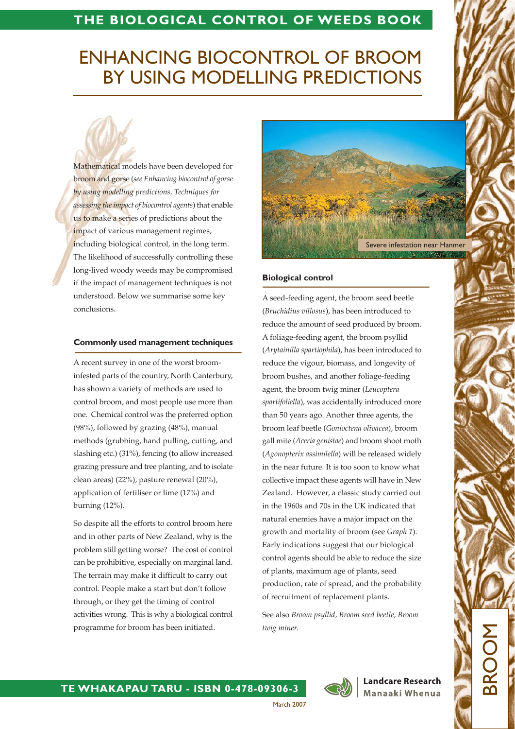# ENHANCING BIOCONTROL OF BROOM BY USING MODELLING PREDICTIONS

Mathematical models have been developed for broom and gorse (*see Enhancing biocontrol of gorse by using modelling predictions, Techniques for assessing the impact of biocontrol agents*) that enable us to make a series of predictions about the impact of various management regimes, including biological control, in the long term. The likelihood of successfully controlling these long-lived woody weeds may be compromised if the impact of management techniques is not understood. Below we summarise some key conclusions.

### Commonly used management techniques

A recent survey in one of the worst broom-infested parts of the country, North Canterbury, has shown a variety of methods are used to control broom, and most people use more than one. Chemical control was the preferred option (98%), followed by grazing (48%), manual methods (grubbing, hand pulling, cutting, and slashing etc.) (31%), fencing (to allow increased grazing pressure and tree planting, and to isolate clean areas) (22%), pasture renewal (20%), application of fertiliser or lime (17%) and burning (12%).

So despite all the efforts to control broom here and in other parts of New Zealand, why is the problem still getting worse? The cost of control can be prohibitive, especially on marginal land. The terrain may make it difficult to carry out control. People make a start but don't follow through, or they get the timing of control activities wrong. This is why a biological control programme for broom has been initiated.

Severe infestation near Hanmer

### Biological control

A seed-feeding agent, the broom seed beetle (*Bruchidius villosus*), has been introduced to reduce the amount of seed produced by broom. A foliage-feeding agent, the broom psyllid (*Arytainilla spartiophila*), has been introduced to reduce the vigour, biomass, and longevity of broom bushes, and another foliage-feeding agent, the broom twig miner (*Leucoptera spartifoliella*), was accidentally introduced more than 50 years ago. Another three agents, the broom leaf beetle (*Gonioctena olivacea*), broom gall mite (*Aceria genistae*) and broom shoot moth (*Agonopterix assimilella*) will be released widely in the near future. It is too soon to know what collective impact these agents will have in New Zealand. However, a classic study carried out in the 1960s and 70s in the UK indicated that natural enemies have a major impact on the growth and mortality of broom (see *Graph 1*). Early indications suggest that our biological control agents should be able to reduce the size of plants, maximum age of plants, seed production, rate of spread, and the probability of recruitment of replacement plants.

See also *Broom psyllid, Broom seed beetle, Broom twig miner.*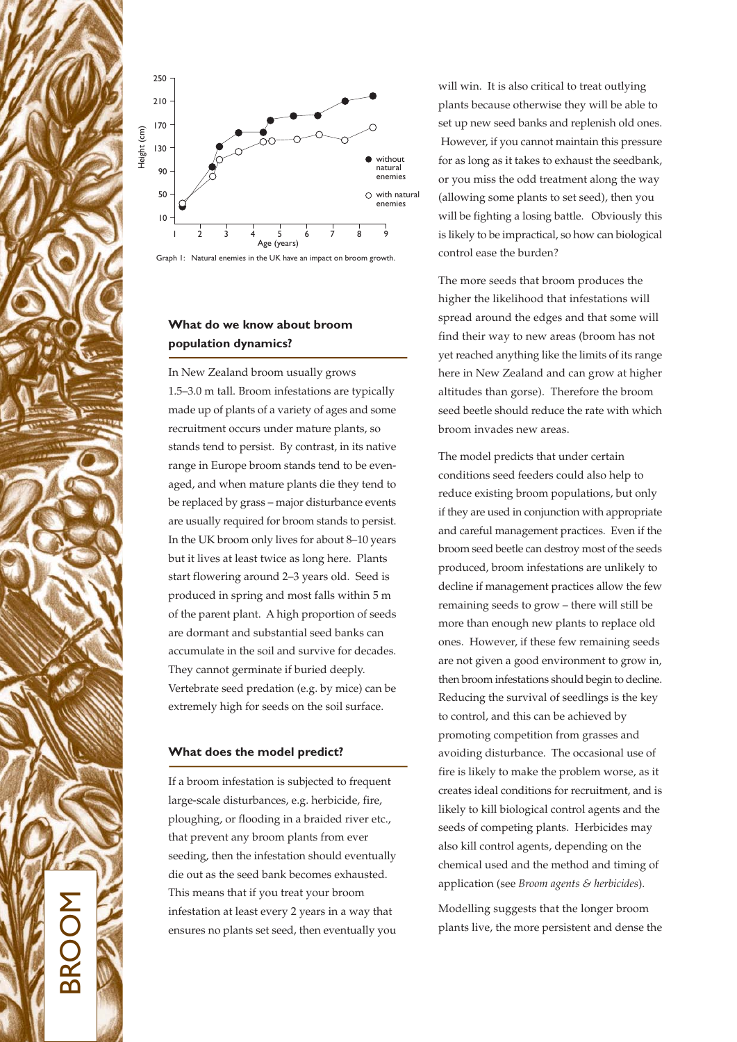Graph 1: Natural enemies in the UK have an impact on broom growth.

## What do we know about broom population dynamics?

In New Zealand broom usually grows 1.5–3.0 m tall. Broom infestations are typically made up of plants of a variety of ages and some recruitment occurs under mature plants, so stands tend to persist. By contrast, in its native range in Europe broom stands tend to be even-aged, and when mature plants die they tend to be replaced by grass – major disturbance events are usually required for broom stands to persist. In the UK broom only lives for about 8–10 years but it lives at least twice as long here. Plants start flowering around 2–3 years old. Seed is produced in spring and most falls within 5 m of the parent plant. A high proportion of seeds are dormant and substantial seed banks can accumulate in the soil and survive for decades. They cannot germinate if buried deeply. Vertebrate seed predation (e.g. by mice) can be extremely high for seeds on the soil surface.

## What does the model predict?

If a broom infestation is subjected to frequent large-scale disturbances, e.g. herbicide, fire, ploughing, or flooding in a braided river etc., that prevent any broom plants from ever seeding, then the infestation should eventually die out as the seed bank becomes exhausted. This means that if you treat your broom infestation at least every 2 years in a way that ensures no plants set seed, then eventually you will win. It is also critical to treat outlying plants because otherwise they will be able to set up new seed banks and replenish old ones. However, if you cannot maintain this pressure for as long as it takes to exhaust the seedbank, or you miss the odd treatment along the way (allowing some plants to set seed), then you will be fighting a losing battle. Obviously this is likely to be impractical, so how can biological control ease the burden?

The more seeds that broom produces the higher the likelihood that infestations will spread around the edges and that some will find their way to new areas (broom has not yet reached anything like the limits of its range here in New Zealand and can grow at higher altitudes than gorse). Therefore the broom seed beetle should reduce the rate with which broom invades new areas.

The model predicts that under certain conditions seed feeders could also help to reduce existing broom populations, but only if they are used in conjunction with appropriate and careful management practices. Even if the broom seed beetle can destroy most of the seeds produced, broom infestations are unlikely to decline if management practices allow the few remaining seeds to grow – there will still be more than enough new plants to replace old ones. However, if these few remaining seeds are not given a good environment to grow in, then broom infestations should begin to decline. Reducing the survival of seedlings is the key to control, and this can be achieved by promoting competition from grasses and avoiding disturbance. The occasional use of fire is likely to make the problem worse, as it creates ideal conditions for recruitment, and is likely to kill biological control agents and the seeds of competing plants. Herbicides may also kill control agents, depending on the chemical used and the method and timing of application (see *Broom agents & herbicides*).

Modelling suggests that the longer broom plants live, the more persistent and dense the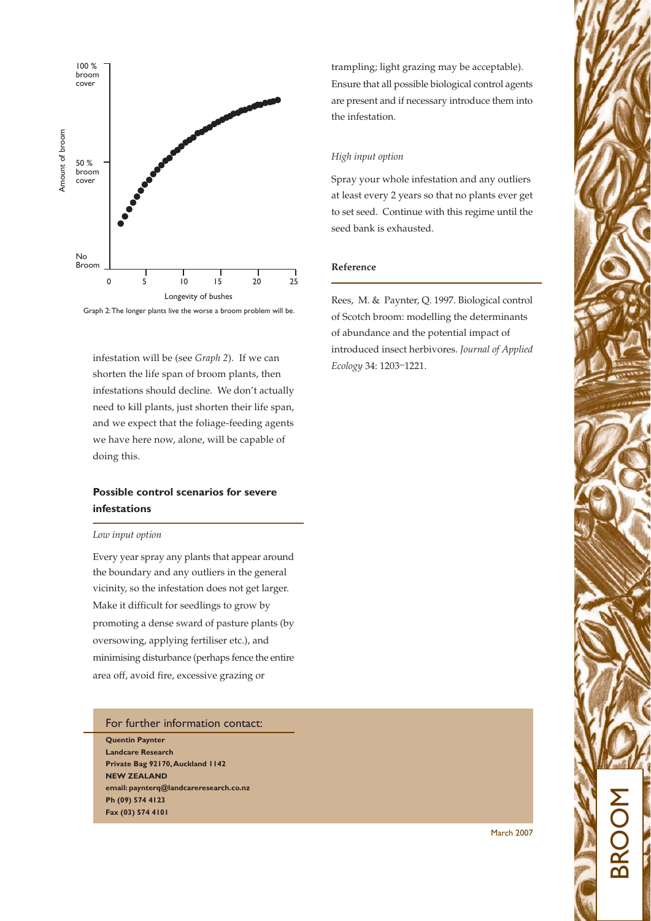100 % broom cover

50 % broom cover

No Broom

Amount of broom

0 5 10 15 20 25

Longevity of bushes

Graph 2: The longer plants live the worse a broom problem will be.

infestation will be (see *Graph 2*). If we can shorten the life span of broom plants, then infestations should decline. We don't actually need to kill plants, just shorten their life span, and we expect that the foliage-feeding agents we have here now, alone, will be capable of doing this.

## Possible control scenarios for severe infestations

*Low input option*

Every year spray any plants that appear around the boundary and any outliers in the general vicinity, so the infestation does not get larger. Make it difficult for seedlings to grow by promoting a dense sward of pasture plants (by oversowing, applying fertiliser etc.), and minimising disturbance (perhaps fence the entire area off, avoid fire, excessive grazing or trampling; light grazing may be acceptable). Ensure that all possible biological control agents are present and if necessary introduce them into the infestation.

*High input option*

Spray your whole infestation and any outliers at least every 2 years so that no plants ever get to set seed. Continue with this regime until the seed bank is exhausted.

## Reference

Rees, M. & Paynter, Q. 1997. Biological control of Scotch broom: modelling the determinants of abundance and the potential impact of introduced insect herbivores. *Journal of Applied Ecology* 34: 1203–1221.

### For further information contact:

**Quentin Paynter**
**Landcare Research**
**Private Bag 92170, Auckland 1142**
**NEW ZEALAND**
**email: paynterq@landcareresearch.co.nz**
**Ph (09) 574 4123**
**Fax (03) 574 4101**

March 2007

BROOM